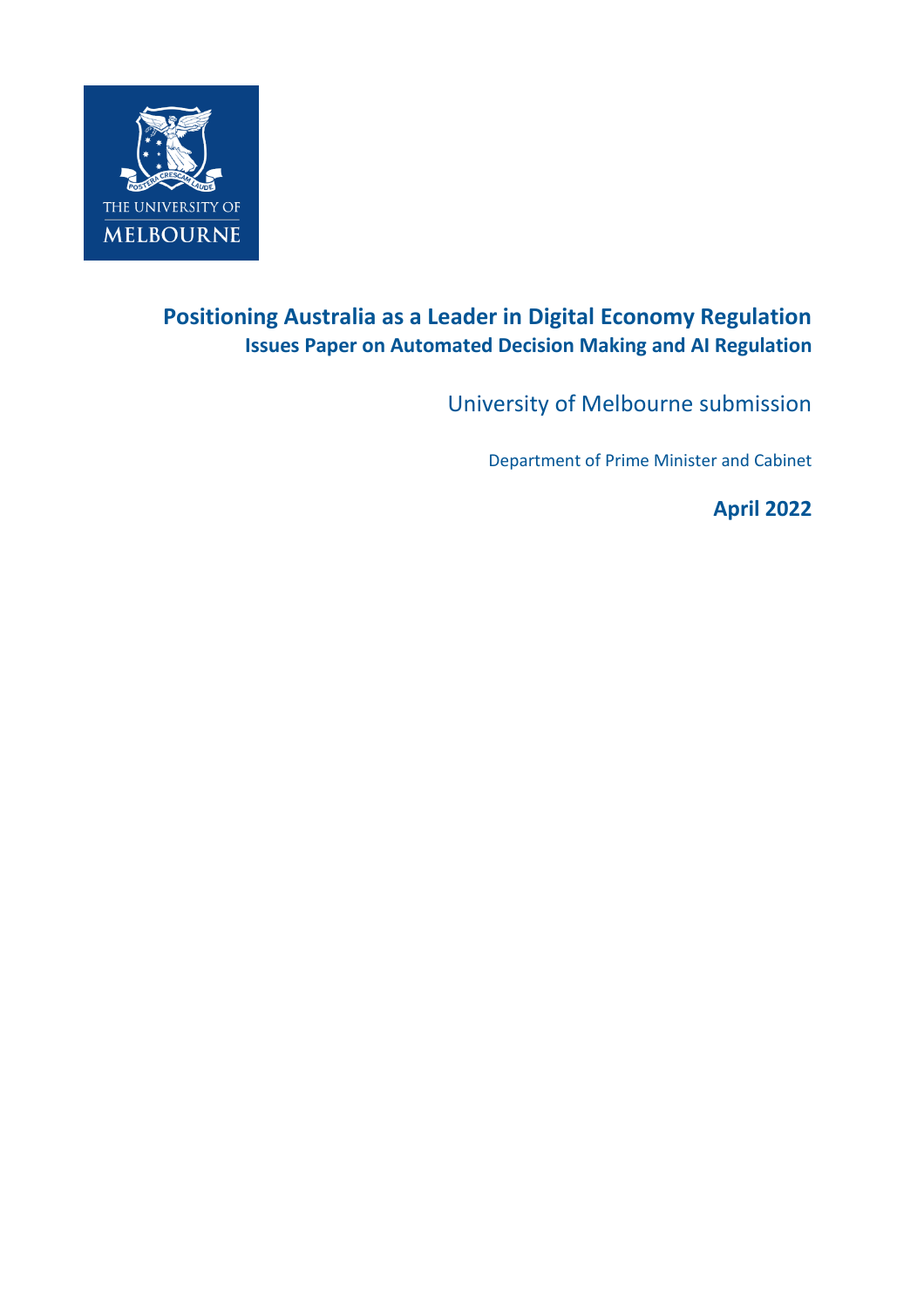THE UNIVERSITY OF MELBOURNE

# Positioning Australia as a Leader in Digital Economy Regulation

## Issues Paper on Automated Decision Making and AI Regulation

University of Melbourne submission

Department of Prime Minister and Cabinet

**April 2022**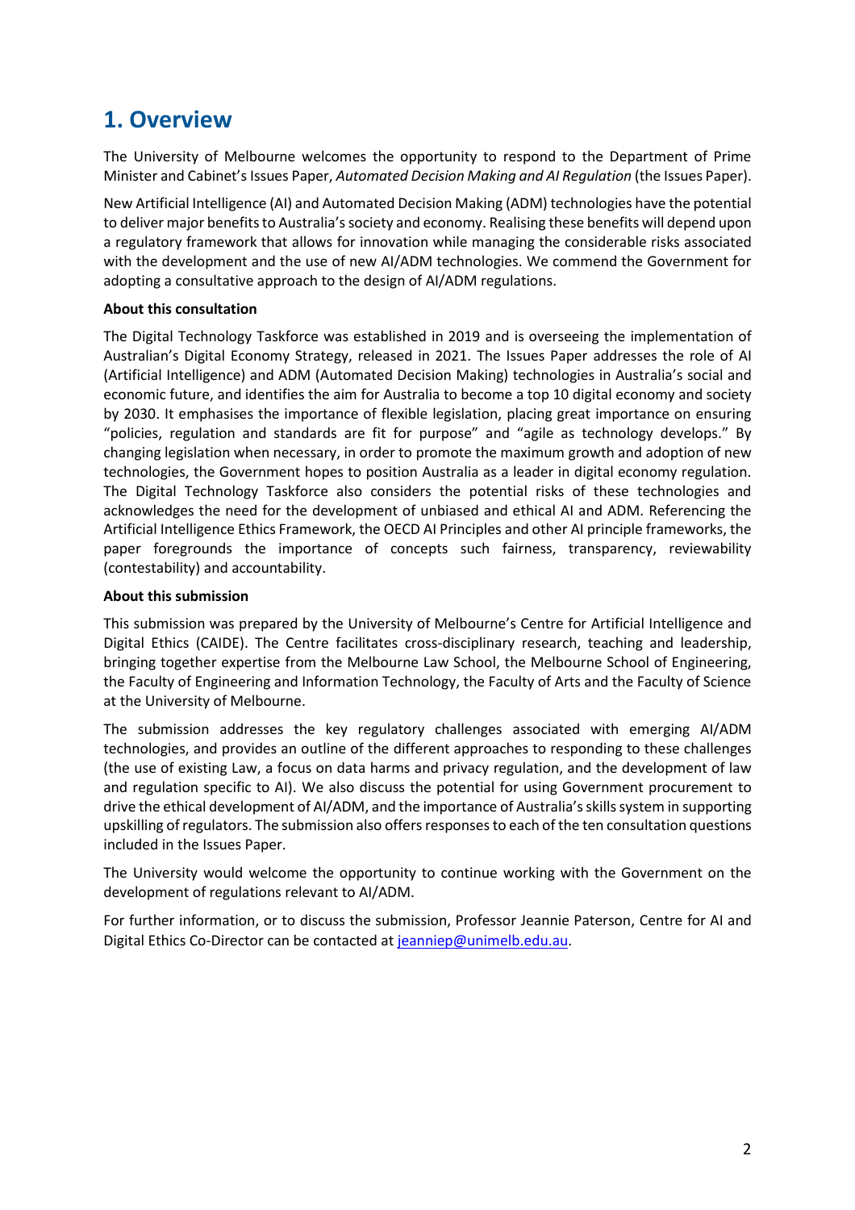# 1. Overview

The University of Melbourne welcomes the opportunity to respond to the Department of Prime Minister and Cabinet's Issues Paper, *Automated Decision Making and AI Regulation* (the Issues Paper).

New Artificial Intelligence (AI) and Automated Decision Making (ADM) technologies have the potential to deliver major benefits to Australia's society and economy. Realising these benefits will depend upon a regulatory framework that allows for innovation while managing the considerable risks associated with the development and the use of new AI/ADM technologies. We commend the Government for adopting a consultative approach to the design of AI/ADM regulations.

**About this consultation**

The Digital Technology Taskforce was established in 2019 and is overseeing the implementation of Australian's Digital Economy Strategy, released in 2021. The Issues Paper addresses the role of AI (Artificial Intelligence) and ADM (Automated Decision Making) technologies in Australia's social and economic future, and identifies the aim for Australia to become a top 10 digital economy and society by 2030. It emphasises the importance of flexible legislation, placing great importance on ensuring "policies, regulation and standards are fit for purpose" and "agile as technology develops." By changing legislation when necessary, in order to promote the maximum growth and adoption of new technologies, the Government hopes to position Australia as a leader in digital economy regulation. The Digital Technology Taskforce also considers the potential risks of these technologies and acknowledges the need for the development of unbiased and ethical AI and ADM. Referencing the Artificial Intelligence Ethics Framework, the OECD AI Principles and other AI principle frameworks, the paper foregrounds the importance of concepts such fairness, transparency, reviewability (contestability) and accountability.

**About this submission**

This submission was prepared by the University of Melbourne's Centre for Artificial Intelligence and Digital Ethics (CAIDE). The Centre facilitates cross-disciplinary research, teaching and leadership, bringing together expertise from the Melbourne Law School, the Melbourne School of Engineering, the Faculty of Engineering and Information Technology, the Faculty of Arts and the Faculty of Science at the University of Melbourne.

The submission addresses the key regulatory challenges associated with emerging AI/ADM technologies, and provides an outline of the different approaches to responding to these challenges (the use of existing Law, a focus on data harms and privacy regulation, and the development of law and regulation specific to AI). We also discuss the potential for using Government procurement to drive the ethical development of AI/ADM, and the importance of Australia's skills system in supporting upskilling of regulators. The submission also offers responses to each of the ten consultation questions included in the Issues Paper.

The University would welcome the opportunity to continue working with the Government on the development of regulations relevant to AI/ADM.

For further information, or to discuss the submission, Professor Jeannie Paterson, Centre for AI and Digital Ethics Co-Director can be contacted at jeanniep@unimelb.edu.au.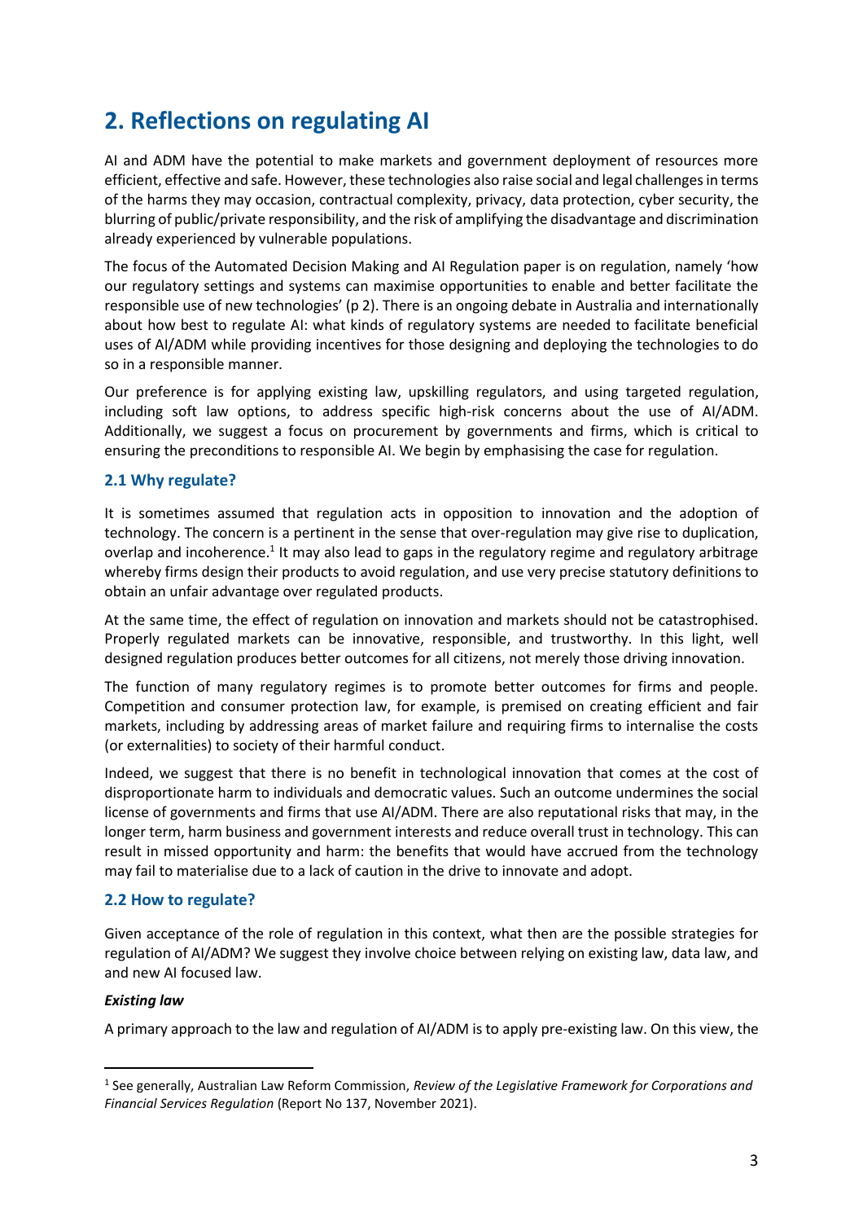## 2. Reflections on regulating AI

AI and ADM have the potential to make markets and government deployment of resources more efficient, effective and safe. However, these technologies also raise social and legal challenges in terms of the harms they may occasion, contractual complexity, privacy, data protection, cyber security, the blurring of public/private responsibility, and the risk of amplifying the disadvantage and discrimination already experienced by vulnerable populations.

The focus of the Automated Decision Making and AI Regulation paper is on regulation, namely 'how our regulatory settings and systems can maximise opportunities to enable and better facilitate the responsible use of new technologies' (p 2). There is an ongoing debate in Australia and internationally about how best to regulate AI: what kinds of regulatory systems are needed to facilitate beneficial uses of AI/ADM while providing incentives for those designing and deploying the technologies to do so in a responsible manner.

Our preference is for applying existing law, upskilling regulators, and using targeted regulation, including soft law options, to address specific high-risk concerns about the use of AI/ADM. Additionally, we suggest a focus on procurement by governments and firms, which is critical to ensuring the preconditions to responsible AI. We begin by emphasising the case for regulation.

### 2.1 Why regulate?

It is sometimes assumed that regulation acts in opposition to innovation and the adoption of technology. The concern is a pertinent in the sense that over-regulation may give rise to duplication, overlap and incoherence.[1] It may also lead to gaps in the regulatory regime and regulatory arbitrage whereby firms design their products to avoid regulation, and use very precise statutory definitions to obtain an unfair advantage over regulated products.

At the same time, the effect of regulation on innovation and markets should not be catastrophised. Properly regulated markets can be innovative, responsible, and trustworthy. In this light, well designed regulation produces better outcomes for all citizens, not merely those driving innovation.

The function of many regulatory regimes is to promote better outcomes for firms and people. Competition and consumer protection law, for example, is premised on creating efficient and fair markets, including by addressing areas of market failure and requiring firms to internalise the costs (or externalities) to society of their harmful conduct.

Indeed, we suggest that there is no benefit in technological innovation that comes at the cost of disproportionate harm to individuals and democratic values. Such an outcome undermines the social license of governments and firms that use AI/ADM. There are also reputational risks that may, in the longer term, harm business and government interests and reduce overall trust in technology. This can result in missed opportunity and harm: the benefits that would have accrued from the technology may fail to materialise due to a lack of caution in the drive to innovate and adopt.

### 2.2 How to regulate?

Given acceptance of the role of regulation in this context, what then are the possible strategies for regulation of AI/ADM? We suggest they involve choice between relying on existing law, data law, and and new AI focused law.

***Existing law***

A primary approach to the law and regulation of AI/ADM is to apply pre-existing law. On this view, the

---

[1] See generally, Australian Law Reform Commission, *Review of the Legislative Framework for Corporations and Financial Services Regulation* (Report No 137, November 2021).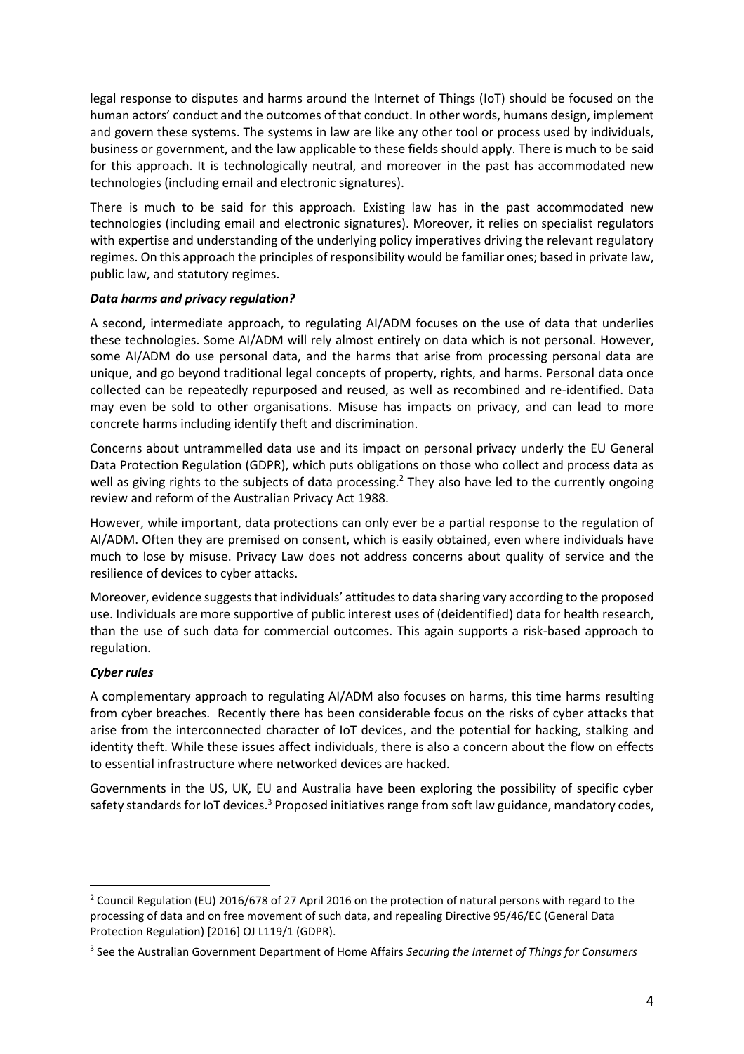legal response to disputes and harms around the Internet of Things (IoT) should be focused on the human actors' conduct and the outcomes of that conduct. In other words, humans design, implement and govern these systems. The systems in law are like any other tool or process used by individuals, business or government, and the law applicable to these fields should apply. There is much to be said for this approach. It is technologically neutral, and moreover in the past has accommodated new technologies (including email and electronic signatures).

There is much to be said for this approach. Existing law has in the past accommodated new technologies (including email and electronic signatures). Moreover, it relies on specialist regulators with expertise and understanding of the underlying policy imperatives driving the relevant regulatory regimes. On this approach the principles of responsibility would be familiar ones; based in private law, public law, and statutory regimes.

***Data harms and privacy regulation?***

A second, intermediate approach, to regulating AI/ADM focuses on the use of data that underlies these technologies. Some AI/ADM will rely almost entirely on data which is not personal. However, some AI/ADM do use personal data, and the harms that arise from processing personal data are unique, and go beyond traditional legal concepts of property, rights, and harms. Personal data once collected can be repeatedly repurposed and reused, as well as recombined and re-identified. Data may even be sold to other organisations. Misuse has impacts on privacy, and can lead to more concrete harms including identify theft and discrimination.

Concerns about untrammelled data use and its impact on personal privacy underly the EU General Data Protection Regulation (GDPR), which puts obligations on those who collect and process data as well as giving rights to the subjects of data processing.[2] They also have led to the currently ongoing review and reform of the Australian Privacy Act 1988.

However, while important, data protections can only ever be a partial response to the regulation of AI/ADM. Often they are premised on consent, which is easily obtained, even where individuals have much to lose by misuse. Privacy Law does not address concerns about quality of service and the resilience of devices to cyber attacks.

Moreover, evidence suggests that individuals' attitudes to data sharing vary according to the proposed use. Individuals are more supportive of public interest uses of (deidentified) data for health research, than the use of such data for commercial outcomes. This again supports a risk-based approach to regulation.

***Cyber rules***

A complementary approach to regulating AI/ADM also focuses on harms, this time harms resulting from cyber breaches. Recently there has been considerable focus on the risks of cyber attacks that arise from the interconnected character of IoT devices, and the potential for hacking, stalking and identity theft. While these issues affect individuals, there is also a concern about the flow on effects to essential infrastructure where networked devices are hacked.

Governments in the US, UK, EU and Australia have been exploring the possibility of specific cyber safety standards for IoT devices.[3] Proposed initiatives range from soft law guidance, mandatory codes,

---

[2] Council Regulation (EU) 2016/678 of 27 April 2016 on the protection of natural persons with regard to the processing of data and on free movement of such data, and repealing Directive 95/46/EC (General Data Protection Regulation) [2016] OJ L119/1 (GDPR).

[3] See the Australian Government Department of Home Affairs *Securing the Internet of Things for Consumers*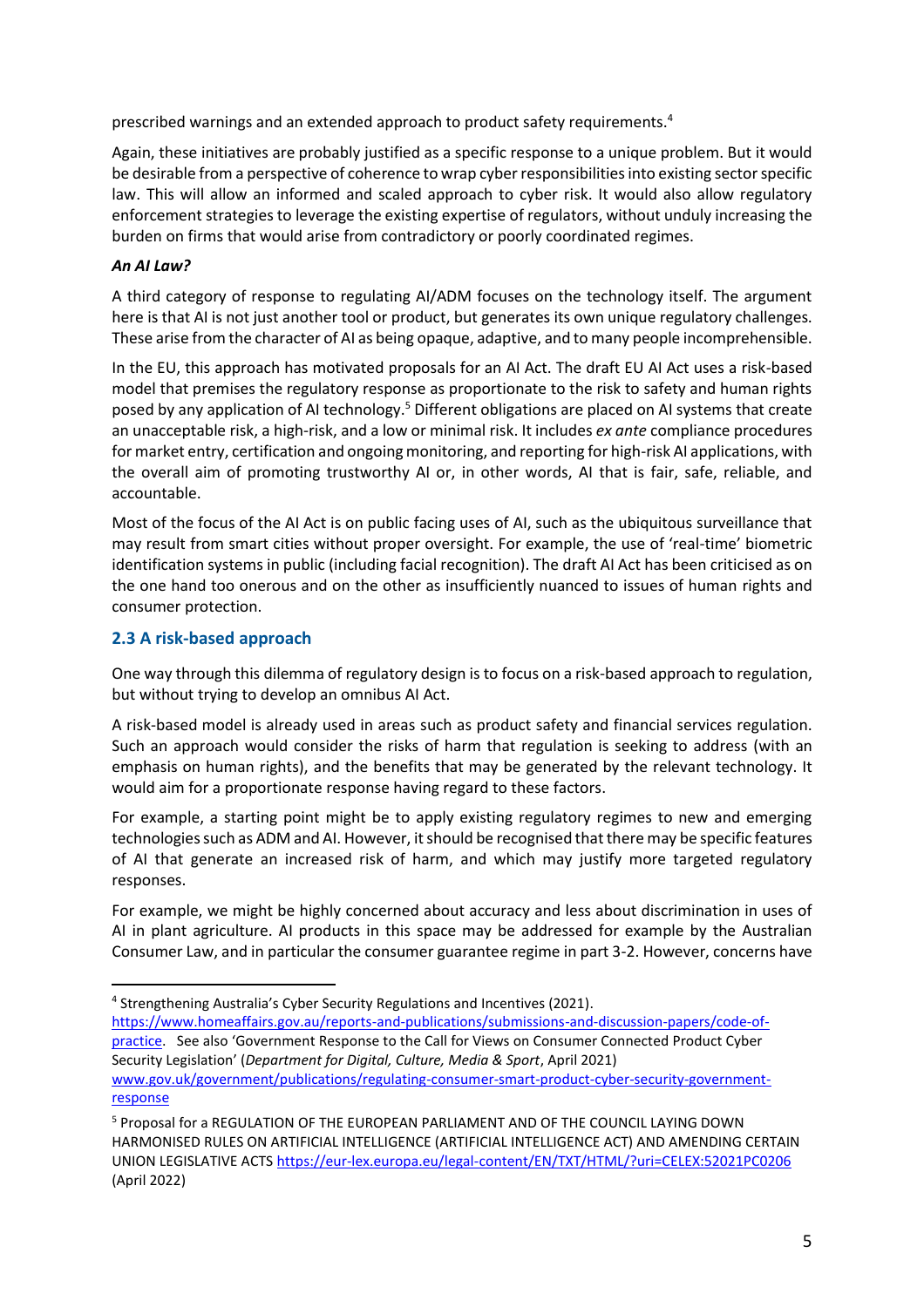prescribed warnings and an extended approach to product safety requirements.[4]

Again, these initiatives are probably justified as a specific response to a unique problem. But it would be desirable from a perspective of coherence to wrap cyber responsibilities into existing sector specific law. This will allow an informed and scaled approach to cyber risk. It would also allow regulatory enforcement strategies to leverage the existing expertise of regulators, without unduly increasing the burden on firms that would arise from contradictory or poorly coordinated regimes.

***An AI Law?***

A third category of response to regulating AI/ADM focuses on the technology itself. The argument here is that AI is not just another tool or product, but generates its own unique regulatory challenges. These arise from the character of AI as being opaque, adaptive, and to many people incomprehensible.

In the EU, this approach has motivated proposals for an AI Act. The draft EU AI Act uses a risk-based model that premises the regulatory response as proportionate to the risk to safety and human rights posed by any application of AI technology.[5] Different obligations are placed on AI systems that create an unacceptable risk, a high-risk, and a low or minimal risk. It includes *ex ante* compliance procedures for market entry, certification and ongoing monitoring, and reporting for high-risk AI applications, with the overall aim of promoting trustworthy AI or, in other words, AI that is fair, safe, reliable, and accountable.

Most of the focus of the AI Act is on public facing uses of AI, such as the ubiquitous surveillance that may result from smart cities without proper oversight. For example, the use of 'real-time' biometric identification systems in public (including facial recognition). The draft AI Act has been criticised as on the one hand too onerous and on the other as insufficiently nuanced to issues of human rights and consumer protection.

## 2.3 A risk-based approach

One way through this dilemma of regulatory design is to focus on a risk-based approach to regulation, but without trying to develop an omnibus AI Act.

A risk-based model is already used in areas such as product safety and financial services regulation. Such an approach would consider the risks of harm that regulation is seeking to address (with an emphasis on human rights), and the benefits that may be generated by the relevant technology. It would aim for a proportionate response having regard to these factors.

For example, a starting point might be to apply existing regulatory regimes to new and emerging technologies such as ADM and AI. However, it should be recognised that there may be specific features of AI that generate an increased risk of harm, and which may justify more targeted regulatory responses.

For example, we might be highly concerned about accuracy and less about discrimination in uses of AI in plant agriculture. AI products in this space may be addressed for example by the Australian Consumer Law, and in particular the consumer guarantee regime in part 3-2. However, concerns have

---

[4] Strengthening Australia's Cyber Security Regulations and Incentives (2021). https://www.homeaffairs.gov.au/reports-and-publications/submissions-and-discussion-papers/code-of-practice. See also 'Government Response to the Call for Views on Consumer Connected Product Cyber Security Legislation' (*Department for Digital, Culture, Media & Sport*, April 2021) www.gov.uk/government/publications/regulating-consumer-smart-product-cyber-security-government-response

[5] Proposal for a REGULATION OF THE EUROPEAN PARLIAMENT AND OF THE COUNCIL LAYING DOWN HARMONISED RULES ON ARTIFICIAL INTELLIGENCE (ARTIFICIAL INTELLIGENCE ACT) AND AMENDING CERTAIN UNION LEGISLATIVE ACTS https://eur-lex.europa.eu/legal-content/EN/TXT/HTML/?uri=CELEX:52021PC0206 (April 2022)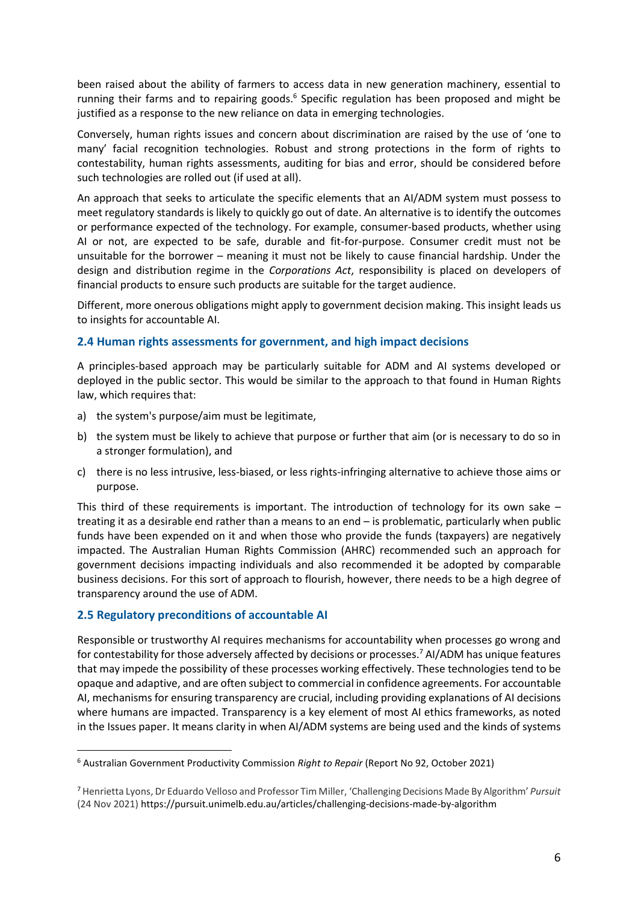been raised about the ability of farmers to access data in new generation machinery, essential to running their farms and to repairing goods.[6] Specific regulation has been proposed and might be justified as a response to the new reliance on data in emerging technologies.

Conversely, human rights issues and concern about discrimination are raised by the use of 'one to many' facial recognition technologies. Robust and strong protections in the form of rights to contestability, human rights assessments, auditing for bias and error, should be considered before such technologies are rolled out (if used at all).

An approach that seeks to articulate the specific elements that an AI/ADM system must possess to meet regulatory standards is likely to quickly go out of date. An alternative is to identify the outcomes or performance expected of the technology. For example, consumer-based products, whether using AI or not, are expected to be safe, durable and fit-for-purpose. Consumer credit must not be unsuitable for the borrower – meaning it must not be likely to cause financial hardship. Under the design and distribution regime in the *Corporations Act*, responsibility is placed on developers of financial products to ensure such products are suitable for the target audience.

Different, more onerous obligations might apply to government decision making. This insight leads us to insights for accountable AI.

## 2.4 Human rights assessments for government, and high impact decisions

A principles-based approach may be particularly suitable for ADM and AI systems developed or deployed in the public sector. This would be similar to the approach to that found in Human Rights law, which requires that:

a) the system's purpose/aim must be legitimate,
b) the system must be likely to achieve that purpose or further that aim (or is necessary to do so in a stronger formulation), and
c) there is no less intrusive, less-biased, or less rights-infringing alternative to achieve those aims or purpose.

This third of these requirements is important. The introduction of technology for its own sake – treating it as a desirable end rather than a means to an end – is problematic, particularly when public funds have been expended on it and when those who provide the funds (taxpayers) are negatively impacted. The Australian Human Rights Commission (AHRC) recommended such an approach for government decisions impacting individuals and also recommended it be adopted by comparable business decisions. For this sort of approach to flourish, however, there needs to be a high degree of transparency around the use of ADM.

## 2.5 Regulatory preconditions of accountable AI

Responsible or trustworthy AI requires mechanisms for accountability when processes go wrong and for contestability for those adversely affected by decisions or processes.[7] AI/ADM has unique features that may impede the possibility of these processes working effectively. These technologies tend to be opaque and adaptive, and are often subject to commercial in confidence agreements. For accountable AI, mechanisms for ensuring transparency are crucial, including providing explanations of AI decisions where humans are impacted. Transparency is a key element of most AI ethics frameworks, as noted in the Issues paper. It means clarity in when AI/ADM systems are being used and the kinds of systems

---

[6] Australian Government Productivity Commission *Right to Repair* (Report No 92, October 2021)

[7] Henrietta Lyons, Dr Eduardo Velloso and Professor Tim Miller, 'Challenging Decisions Made By Algorithm' *Pursuit* (24 Nov 2021) https://pursuit.unimelb.edu.au/articles/challenging-decisions-made-by-algorithm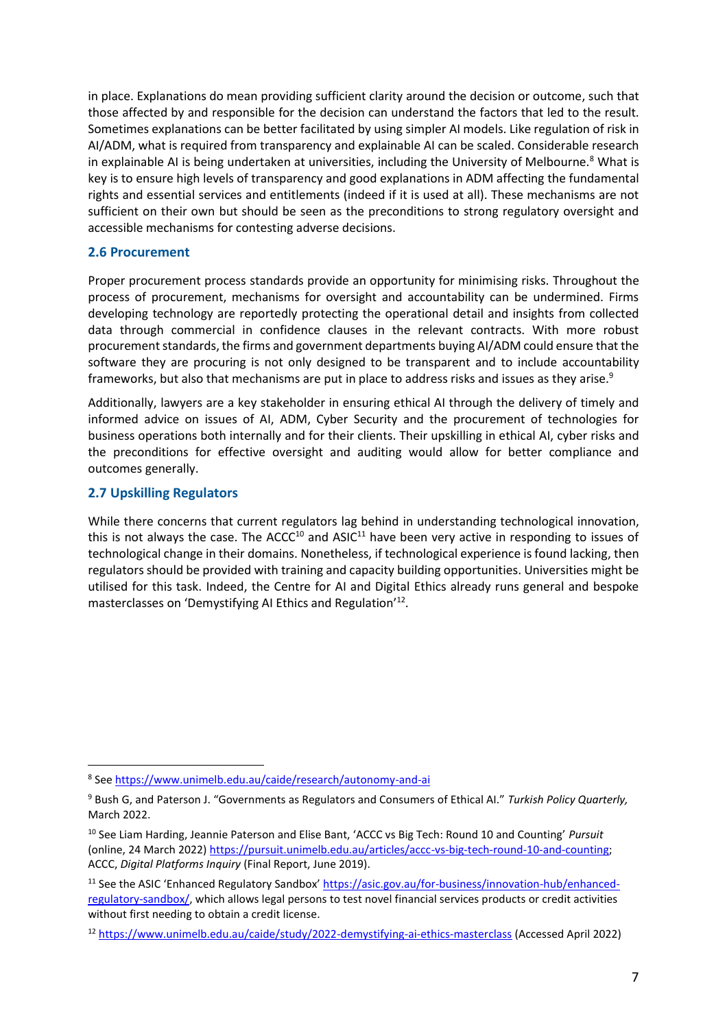in place. Explanations do mean providing sufficient clarity around the decision or outcome, such that those affected by and responsible for the decision can understand the factors that led to the result. Sometimes explanations can be better facilitated by using simpler AI models. Like regulation of risk in AI/ADM, what is required from transparency and explainable AI can be scaled. Considerable research in explainable AI is being undertaken at universities, including the University of Melbourne.[8] What is key is to ensure high levels of transparency and good explanations in ADM affecting the fundamental rights and essential services and entitlements (indeed if it is used at all). These mechanisms are not sufficient on their own but should be seen as the preconditions to strong regulatory oversight and accessible mechanisms for contesting adverse decisions.

### 2.6 Procurement

Proper procurement process standards provide an opportunity for minimising risks. Throughout the process of procurement, mechanisms for oversight and accountability can be undermined. Firms developing technology are reportedly protecting the operational detail and insights from collected data through commercial in confidence clauses in the relevant contracts. With more robust procurement standards, the firms and government departments buying AI/ADM could ensure that the software they are procuring is not only designed to be transparent and to include accountability frameworks, but also that mechanisms are put in place to address risks and issues as they arise.[9]

Additionally, lawyers are a key stakeholder in ensuring ethical AI through the delivery of timely and informed advice on issues of AI, ADM, Cyber Security and the procurement of technologies for business operations both internally and for their clients. Their upskilling in ethical AI, cyber risks and the preconditions for effective oversight and auditing would allow for better compliance and outcomes generally.

### 2.7 Upskilling Regulators

While there concerns that current regulators lag behind in understanding technological innovation, this is not always the case. The ACCC[10] and ASIC[11] have been very active in responding to issues of technological change in their domains. Nonetheless, if technological experience is found lacking, then regulators should be provided with training and capacity building opportunities. Universities might be utilised for this task. Indeed, the Centre for AI and Digital Ethics already runs general and bespoke masterclasses on 'Demystifying AI Ethics and Regulation'[12].

---

[8] See https://www.unimelb.edu.au/caide/research/autonomy-and-ai

[9] Bush G, and Paterson J. "Governments as Regulators and Consumers of Ethical AI." *Turkish Policy Quarterly,* March 2022.

[10] See Liam Harding, Jeannie Paterson and Elise Bant, 'ACCC vs Big Tech: Round 10 and Counting' *Pursuit* (online, 24 March 2022) https://pursuit.unimelb.edu.au/articles/accc-vs-big-tech-round-10-and-counting; ACCC, *Digital Platforms Inquiry* (Final Report, June 2019).

[11] See the ASIC 'Enhanced Regulatory Sandbox' https://asic.gov.au/for-business/innovation-hub/enhanced-regulatory-sandbox/, which allows legal persons to test novel financial services products or credit activities without first needing to obtain a credit license.

[12] https://www.unimelb.edu.au/caide/study/2022-demystifying-ai-ethics-masterclass (Accessed April 2022)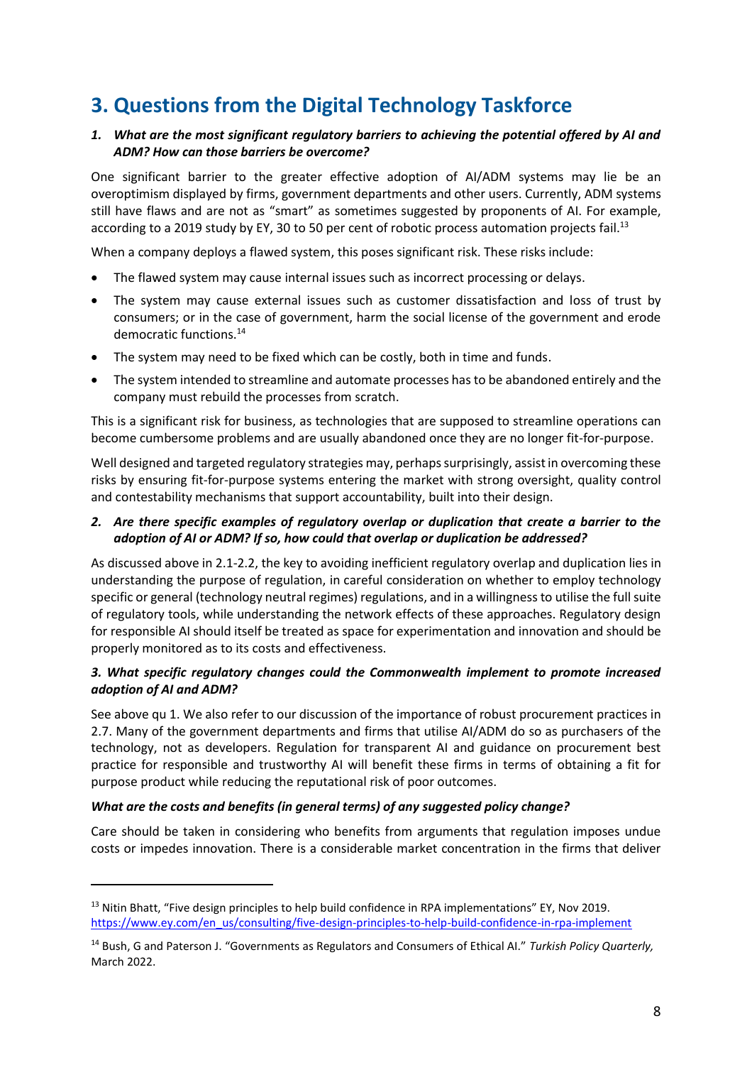# 3. Questions from the Digital Technology Taskforce

***1. What are the most significant regulatory barriers to achieving the potential offered by AI and ADM? How can those barriers be overcome?***

One significant barrier to the greater effective adoption of AI/ADM systems may lie be an overoptimism displayed by firms, government departments and other users. Currently, ADM systems still have flaws and are not as "smart" as sometimes suggested by proponents of AI. For example, according to a 2019 study by EY, 30 to 50 per cent of robotic process automation projects fail.[13]

When a company deploys a flawed system, this poses significant risk. These risks include:

- The flawed system may cause internal issues such as incorrect processing or delays.
- The system may cause external issues such as customer dissatisfaction and loss of trust by consumers; or in the case of government, harm the social license of the government and erode democratic functions.[14]
- The system may need to be fixed which can be costly, both in time and funds.
- The system intended to streamline and automate processes has to be abandoned entirely and the company must rebuild the processes from scratch.

This is a significant risk for business, as technologies that are supposed to streamline operations can become cumbersome problems and are usually abandoned once they are no longer fit-for-purpose.

Well designed and targeted regulatory strategies may, perhaps surprisingly, assist in overcoming these risks by ensuring fit-for-purpose systems entering the market with strong oversight, quality control and contestability mechanisms that support accountability, built into their design.

***2. Are there specific examples of regulatory overlap or duplication that create a barrier to the adoption of AI or ADM? If so, how could that overlap or duplication be addressed?***

As discussed above in 2.1-2.2, the key to avoiding inefficient regulatory overlap and duplication lies in understanding the purpose of regulation, in careful consideration on whether to employ technology specific or general (technology neutral regimes) regulations, and in a willingness to utilise the full suite of regulatory tools, while understanding the network effects of these approaches. Regulatory design for responsible AI should itself be treated as space for experimentation and innovation and should be properly monitored as to its costs and effectiveness.

***3. What specific regulatory changes could the Commonwealth implement to promote increased adoption of AI and ADM?***

See above qu 1. We also refer to our discussion of the importance of robust procurement practices in 2.7. Many of the government departments and firms that utilise AI/ADM do so as purchasers of the technology, not as developers. Regulation for transparent AI and guidance on procurement best practice for responsible and trustworthy AI will benefit these firms in terms of obtaining a fit for purpose product while reducing the reputational risk of poor outcomes.

***What are the costs and benefits (in general terms) of any suggested policy change?***

Care should be taken in considering who benefits from arguments that regulation imposes undue costs or impedes innovation. There is a considerable market concentration in the firms that deliver

---

[13] Nitin Bhatt, "Five design principles to help build confidence in RPA implementations" EY, Nov 2019. https://www.ey.com/en_us/consulting/five-design-principles-to-help-build-confidence-in-rpa-implement

[14] Bush, G and Paterson J. "Governments as Regulators and Consumers of Ethical AI." *Turkish Policy Quarterly,* March 2022.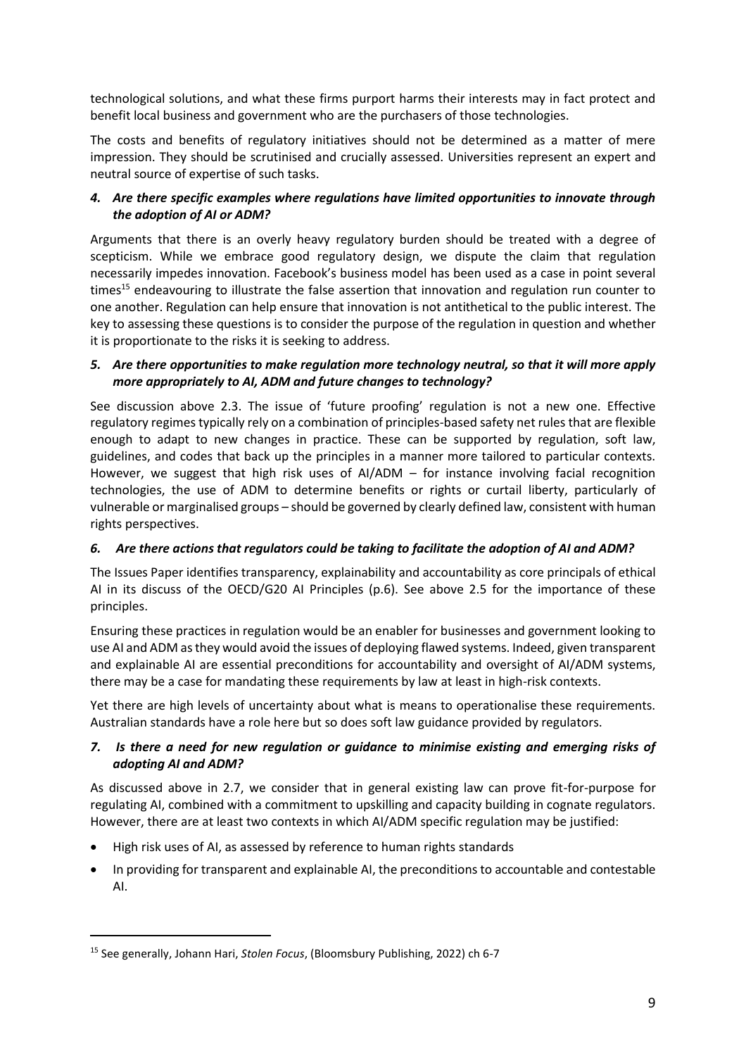technological solutions, and what these firms purport harms their interests may in fact protect and benefit local business and government who are the purchasers of those technologies.

The costs and benefits of regulatory initiatives should not be determined as a matter of mere impression. They should be scrutinised and crucially assessed. Universities represent an expert and neutral source of expertise of such tasks.

### *4. Are there specific examples where regulations have limited opportunities to innovate through the adoption of AI or ADM?*

Arguments that there is an overly heavy regulatory burden should be treated with a degree of scepticism. While we embrace good regulatory design, we dispute the claim that regulation necessarily impedes innovation. Facebook's business model has been used as a case in point several times[15] endeavouring to illustrate the false assertion that innovation and regulation run counter to one another. Regulation can help ensure that innovation is not antithetical to the public interest. The key to assessing these questions is to consider the purpose of the regulation in question and whether it is proportionate to the risks it is seeking to address.

### *5. Are there opportunities to make regulation more technology neutral, so that it will more apply more appropriately to AI, ADM and future changes to technology?*

See discussion above 2.3. The issue of 'future proofing' regulation is not a new one. Effective regulatory regimes typically rely on a combination of principles-based safety net rules that are flexible enough to adapt to new changes in practice. These can be supported by regulation, soft law, guidelines, and codes that back up the principles in a manner more tailored to particular contexts. However, we suggest that high risk uses of AI/ADM – for instance involving facial recognition technologies, the use of ADM to determine benefits or rights or curtail liberty, particularly of vulnerable or marginalised groups – should be governed by clearly defined law, consistent with human rights perspectives.

### *6. Are there actions that regulators could be taking to facilitate the adoption of AI and ADM?*

The Issues Paper identifies transparency, explainability and accountability as core principals of ethical AI in its discuss of the OECD/G20 AI Principles (p.6). See above 2.5 for the importance of these principles.

Ensuring these practices in regulation would be an enabler for businesses and government looking to use AI and ADM as they would avoid the issues of deploying flawed systems. Indeed, given transparent and explainable AI are essential preconditions for accountability and oversight of AI/ADM systems, there may be a case for mandating these requirements by law at least in high-risk contexts.

Yet there are high levels of uncertainty about what is means to operationalise these requirements. Australian standards have a role here but so does soft law guidance provided by regulators.

### *7. Is there a need for new regulation or guidance to minimise existing and emerging risks of adopting AI and ADM?*

As discussed above in 2.7, we consider that in general existing law can prove fit-for-purpose for regulating AI, combined with a commitment to upskilling and capacity building in cognate regulators. However, there are at least two contexts in which AI/ADM specific regulation may be justified:

- High risk uses of AI, as assessed by reference to human rights standards
- In providing for transparent and explainable AI, the preconditions to accountable and contestable AI.

---

[15] See generally, Johann Hari, *Stolen Focus*, (Bloomsbury Publishing, 2022) ch 6-7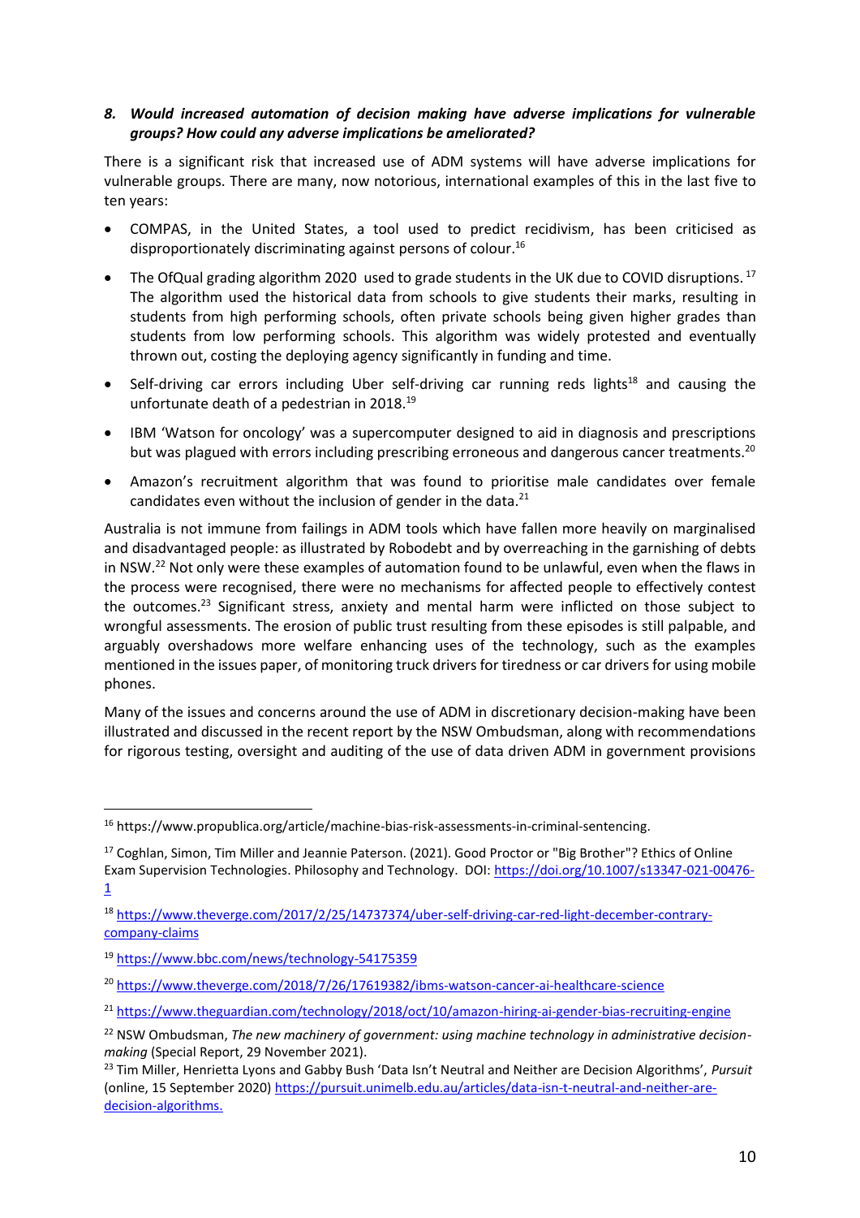### *8. Would increased automation of decision making have adverse implications for vulnerable groups? How could any adverse implications be ameliorated?*

There is a significant risk that increased use of ADM systems will have adverse implications for vulnerable groups. There are many, now notorious, international examples of this in the last five to ten years:

- COMPAS, in the United States, a tool used to predict recidivism, has been criticised as disproportionately discriminating against persons of colour.[16]
- The OfQual grading algorithm 2020 used to grade students in the UK due to COVID disruptions.[17] The algorithm used the historical data from schools to give students their marks, resulting in students from high performing schools, often private schools being given higher grades than students from low performing schools. This algorithm was widely protested and eventually thrown out, costing the deploying agency significantly in funding and time.
- Self-driving car errors including Uber self-driving car running reds lights[18] and causing the unfortunate death of a pedestrian in 2018.[19]
- IBM 'Watson for oncology' was a supercomputer designed to aid in diagnosis and prescriptions but was plagued with errors including prescribing erroneous and dangerous cancer treatments.[20]
- Amazon's recruitment algorithm that was found to prioritise male candidates over female candidates even without the inclusion of gender in the data.[21]

Australia is not immune from failings in ADM tools which have fallen more heavily on marginalised and disadvantaged people: as illustrated by Robodebt and by overreaching in the garnishing of debts in NSW.[22] Not only were these examples of automation found to be unlawful, even when the flaws in the process were recognised, there were no mechanisms for affected people to effectively contest the outcomes.[23] Significant stress, anxiety and mental harm were inflicted on those subject to wrongful assessments. The erosion of public trust resulting from these episodes is still palpable, and arguably overshadows more welfare enhancing uses of the technology, such as the examples mentioned in the issues paper, of monitoring truck drivers for tiredness or car drivers for using mobile phones.

Many of the issues and concerns around the use of ADM in discretionary decision-making have been illustrated and discussed in the recent report by the NSW Ombudsman, along with recommendations for rigorous testing, oversight and auditing of the use of data driven ADM in government provisions

---

[16] https://www.propublica.org/article/machine-bias-risk-assessments-in-criminal-sentencing.

[17] Coghlan, Simon, Tim Miller and Jeannie Paterson. (2021). Good Proctor or "Big Brother"? Ethics of Online Exam Supervision Technologies. Philosophy and Technology. DOI: https://doi.org/10.1007/s13347-021-00476-1

[18] https://www.theverge.com/2017/2/25/14737374/uber-self-driving-car-red-light-december-contrary-company-claims

[19] https://www.bbc.com/news/technology-54175359

[20] https://www.theverge.com/2018/7/26/17619382/ibms-watson-cancer-ai-healthcare-science

[21] https://www.theguardian.com/technology/2018/oct/10/amazon-hiring-ai-gender-bias-recruiting-engine

[22] NSW Ombudsman, *The new machinery of government: using machine technology in administrative decision-making* (Special Report, 29 November 2021).

[23] Tim Miller, Henrietta Lyons and Gabby Bush 'Data Isn't Neutral and Neither are Decision Algorithms', *Pursuit* (online, 15 September 2020) https://pursuit.unimelb.edu.au/articles/data-isn-t-neutral-and-neither-are-decision-algorithms.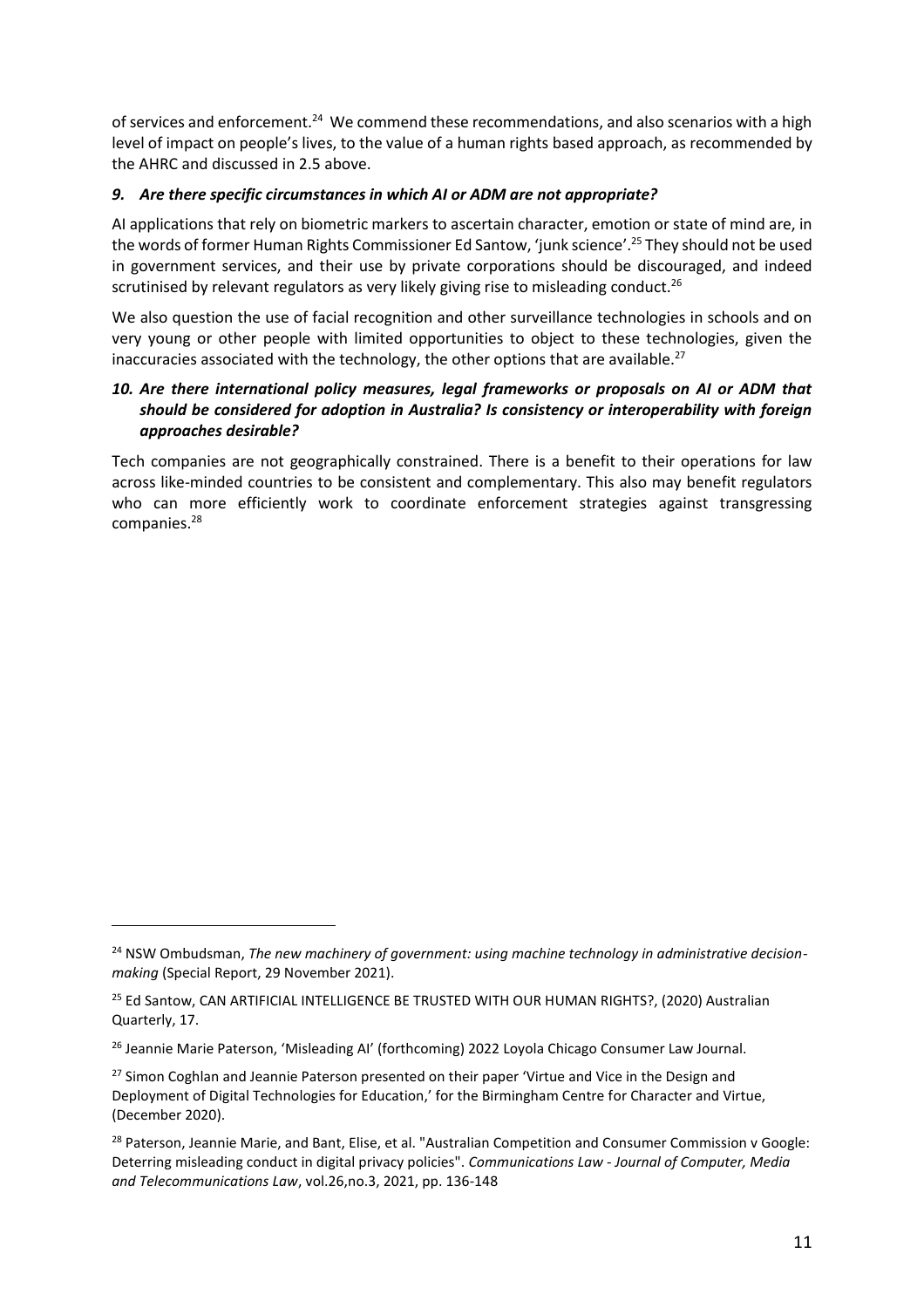of services and enforcement.[24] We commend these recommendations, and also scenarios with a high level of impact on people's lives, to the value of a human rights based approach, as recommended by the AHRC and discussed in 2.5 above.

### *9. Are there specific circumstances in which AI or ADM are not appropriate?*

AI applications that rely on biometric markers to ascertain character, emotion or state of mind are, in the words of former Human Rights Commissioner Ed Santow, 'junk science'.[25] They should not be used in government services, and their use by private corporations should be discouraged, and indeed scrutinised by relevant regulators as very likely giving rise to misleading conduct.[26]

We also question the use of facial recognition and other surveillance technologies in schools and on very young or other people with limited opportunities to object to these technologies, given the inaccuracies associated with the technology, the other options that are available.[27]

### *10. Are there international policy measures, legal frameworks or proposals on AI or ADM that should be considered for adoption in Australia? Is consistency or interoperability with foreign approaches desirable?*

Tech companies are not geographically constrained. There is a benefit to their operations for law across like-minded countries to be consistent and complementary. This also may benefit regulators who can more efficiently work to coordinate enforcement strategies against transgressing companies.[28]

---

[24] NSW Ombudsman, *The new machinery of government: using machine technology in administrative decision-making* (Special Report, 29 November 2021).

[25] Ed Santow, CAN ARTIFICIAL INTELLIGENCE BE TRUSTED WITH OUR HUMAN RIGHTS?, (2020) Australian Quarterly, 17.

[26] Jeannie Marie Paterson, 'Misleading AI' (forthcoming) 2022 Loyola Chicago Consumer Law Journal.

[27] Simon Coghlan and Jeannie Paterson presented on their paper 'Virtue and Vice in the Design and Deployment of Digital Technologies for Education,' for the Birmingham Centre for Character and Virtue, (December 2020).

[28] Paterson, Jeannie Marie, and Bant, Elise, et al. "Australian Competition and Consumer Commission v Google: Deterring misleading conduct in digital privacy policies". *Communications Law - Journal of Computer, Media and Telecommunications Law*, vol.26,no.3, 2021, pp. 136-148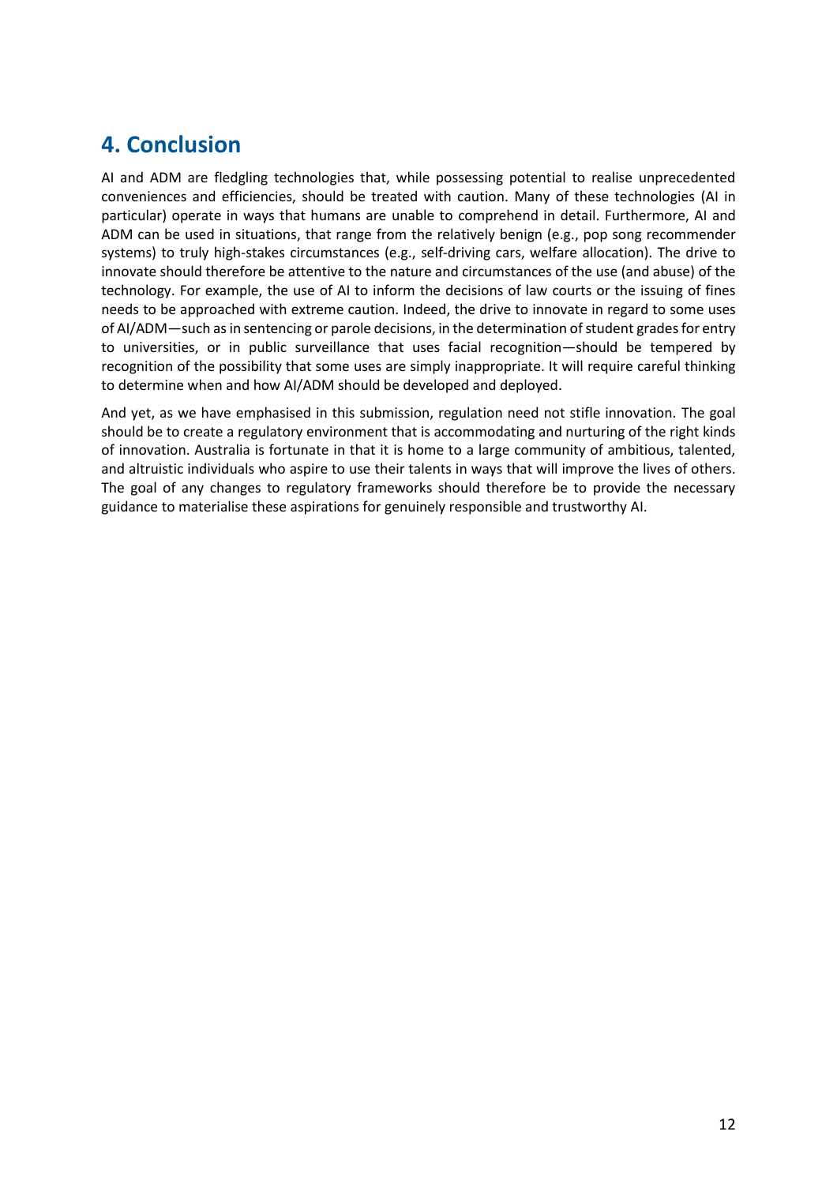## 4. Conclusion

AI and ADM are fledgling technologies that, while possessing potential to realise unprecedented conveniences and efficiencies, should be treated with caution. Many of these technologies (AI in particular) operate in ways that humans are unable to comprehend in detail. Furthermore, AI and ADM can be used in situations, that range from the relatively benign (e.g., pop song recommender systems) to truly high-stakes circumstances (e.g., self-driving cars, welfare allocation). The drive to innovate should therefore be attentive to the nature and circumstances of the use (and abuse) of the technology. For example, the use of AI to inform the decisions of law courts or the issuing of fines needs to be approached with extreme caution. Indeed, the drive to innovate in regard to some uses of AI/ADM—such as in sentencing or parole decisions, in the determination of student grades for entry to universities, or in public surveillance that uses facial recognition—should be tempered by recognition of the possibility that some uses are simply inappropriate. It will require careful thinking to determine when and how AI/ADM should be developed and deployed.

And yet, as we have emphasised in this submission, regulation need not stifle innovation. The goal should be to create a regulatory environment that is accommodating and nurturing of the right kinds of innovation. Australia is fortunate in that it is home to a large community of ambitious, talented, and altruistic individuals who aspire to use their talents in ways that will improve the lives of others. The goal of any changes to regulatory frameworks should therefore be to provide the necessary guidance to materialise these aspirations for genuinely responsible and trustworthy AI.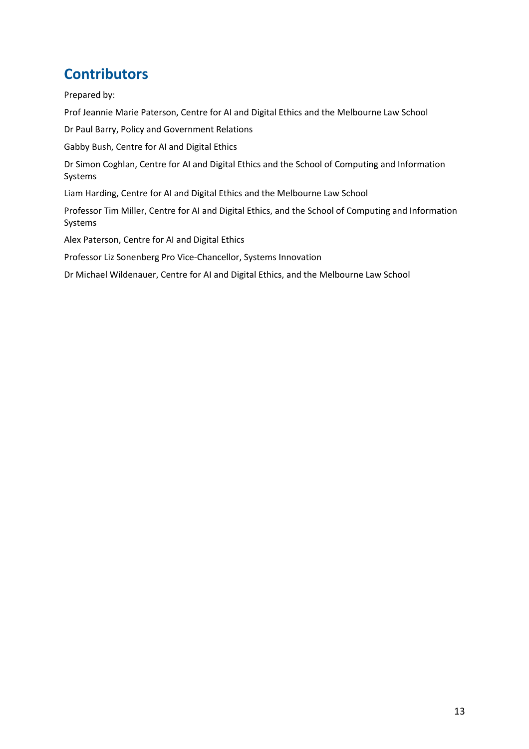## Contributors

Prepared by:

Prof Jeannie Marie Paterson, Centre for AI and Digital Ethics and the Melbourne Law School

Dr Paul Barry, Policy and Government Relations

Gabby Bush, Centre for AI and Digital Ethics

Dr Simon Coghlan, Centre for AI and Digital Ethics and the School of Computing and Information Systems

Liam Harding, Centre for AI and Digital Ethics and the Melbourne Law School

Professor Tim Miller, Centre for AI and Digital Ethics, and the School of Computing and Information Systems

Alex Paterson, Centre for AI and Digital Ethics

Professor Liz Sonenberg Pro Vice-Chancellor, Systems Innovation

Dr Michael Wildenauer, Centre for AI and Digital Ethics, and the Melbourne Law School